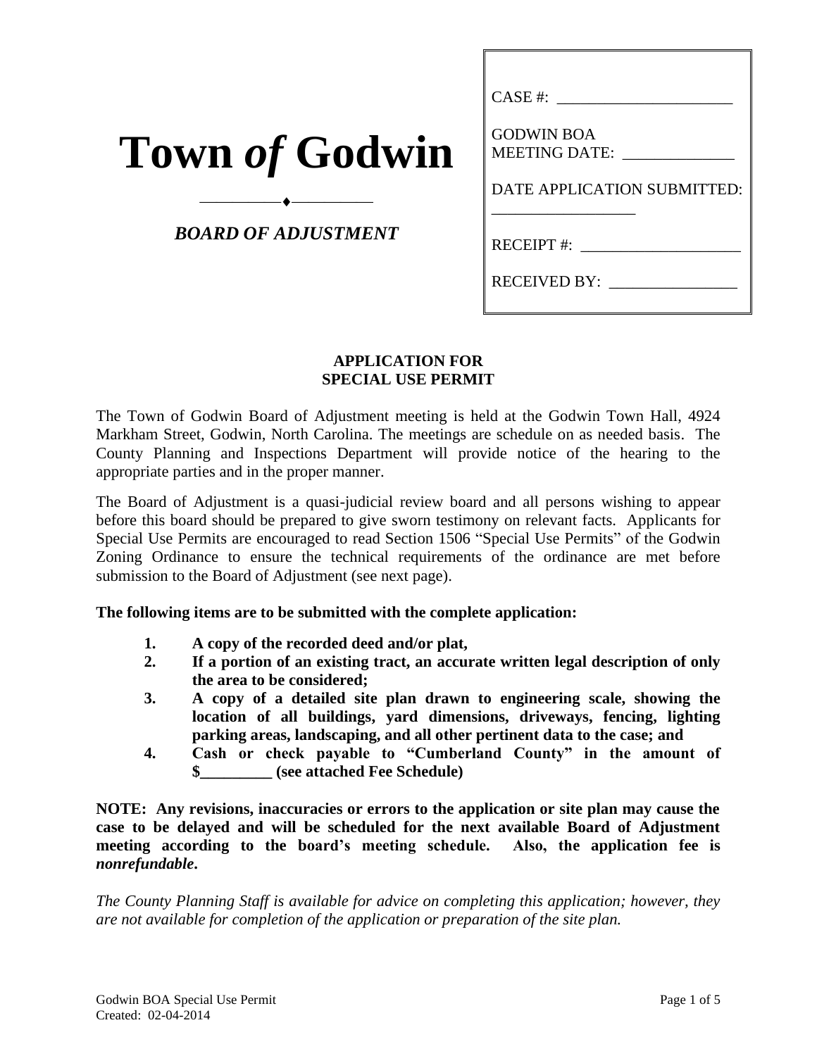# Town *of* Godwin

***BOARD OF ADJUSTMENT***

CASE #: ______________________

GODWIN BOA
MEETING DATE: ______________

DATE APPLICATION SUBMITTED: __________________

RECEIPT #: ____________________

RECEIVED BY: ________________

## APPLICATION FOR SPECIAL USE PERMIT

The Town of Godwin Board of Adjustment meeting is held at the Godwin Town Hall, 4924 Markham Street, Godwin, North Carolina. The meetings are schedule on as needed basis. The County Planning and Inspections Department will provide notice of the hearing to the appropriate parties and in the proper manner.

The Board of Adjustment is a quasi-judicial review board and all persons wishing to appear before this board should be prepared to give sworn testimony on relevant facts. Applicants for Special Use Permits are encouraged to read Section 1506 "Special Use Permits" of the Godwin Zoning Ordinance to ensure the technical requirements of the ordinance are met before submission to the Board of Adjustment (see next page).

**The following items are to be submitted with the complete application:**

1. **A copy of the recorded deed and/or plat,**
2. **If a portion of an existing tract, an accurate written legal description of only the area to be considered;**
3. **A copy of a detailed site plan drawn to engineering scale, showing the location of all buildings, yard dimensions, driveways, fencing, lighting parking areas, landscaping, and all other pertinent data to the case; and**
4. **Cash or check payable to "Cumberland County" in the amount of $_________ (see attached Fee Schedule)**

**NOTE: Any revisions, inaccuracies or errors to the application or site plan may cause the case to be delayed and will be scheduled for the next available Board of Adjustment meeting according to the board's meeting schedule. Also, the application fee is *nonrefundable*.**

*The County Planning Staff is available for advice on completing this application; however, they are not available for completion of the application or preparation of the site plan.*

Godwin BOA Special Use Permit
Created: 02-04-2014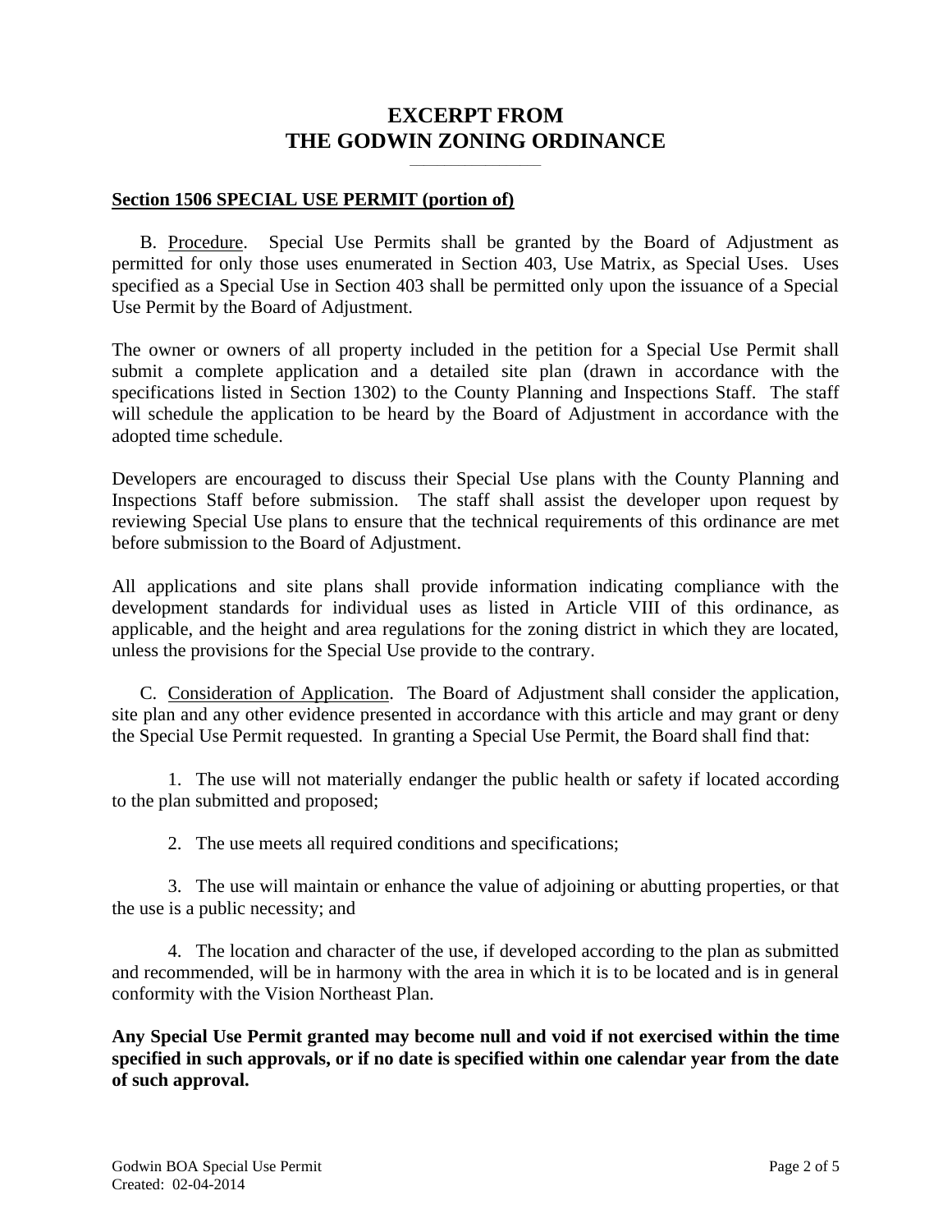# EXCERPT FROM THE GODWIN ZONING ORDINANCE

## Section 1506 SPECIAL USE PERMIT (portion of)

B. Procedure. Special Use Permits shall be granted by the Board of Adjustment as permitted for only those uses enumerated in Section 403, Use Matrix, as Special Uses. Uses specified as a Special Use in Section 403 shall be permitted only upon the issuance of a Special Use Permit by the Board of Adjustment.

The owner or owners of all property included in the petition for a Special Use Permit shall submit a complete application and a detailed site plan (drawn in accordance with the specifications listed in Section 1302) to the County Planning and Inspections Staff. The staff will schedule the application to be heard by the Board of Adjustment in accordance with the adopted time schedule.

Developers are encouraged to discuss their Special Use plans with the County Planning and Inspections Staff before submission. The staff shall assist the developer upon request by reviewing Special Use plans to ensure that the technical requirements of this ordinance are met before submission to the Board of Adjustment.

All applications and site plans shall provide information indicating compliance with the development standards for individual uses as listed in Article VIII of this ordinance, as applicable, and the height and area regulations for the zoning district in which they are located, unless the provisions for the Special Use provide to the contrary.

C. Consideration of Application. The Board of Adjustment shall consider the application, site plan and any other evidence presented in accordance with this article and may grant or deny the Special Use Permit requested. In granting a Special Use Permit, the Board shall find that:

1. The use will not materially endanger the public health or safety if located according to the plan submitted and proposed;

2. The use meets all required conditions and specifications;

3. The use will maintain or enhance the value of adjoining or abutting properties, or that the use is a public necessity; and

4. The location and character of the use, if developed according to the plan as submitted and recommended, will be in harmony with the area in which it is to be located and is in general conformity with the Vision Northeast Plan.

**Any Special Use Permit granted may become null and void if not exercised within the time specified in such approvals, or if no date is specified within one calendar year from the date of such approval.**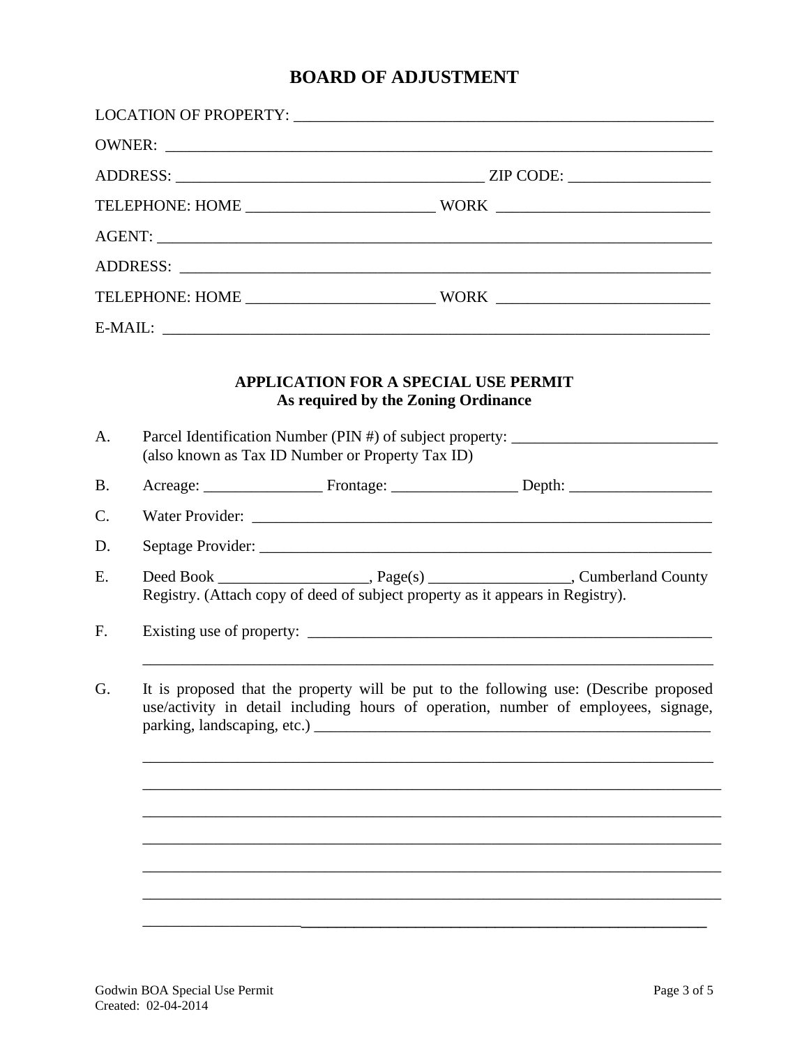# BOARD OF ADJUSTMENT

LOCATION OF PROPERTY: ______________________________________________________

OWNER: ______________________________________________________________________

ADDRESS: _______________________________________ ZIP CODE: _________________

TELEPHONE: HOME _______________________ WORK __________________________

AGENT: ______________________________________________________________________

ADDRESS: ____________________________________________________________________

TELEPHONE: HOME _______________________ WORK __________________________

E-MAIL: _____________________________________________________________________

## APPLICATION FOR A SPECIAL USE PERMIT
### As required by the Zoning Ordinance

A. Parcel Identification Number (PIN #) of subject property: __________________________ (also known as Tax ID Number or Property Tax ID)

B. Acreage: _______________ Frontage: ________________ Depth: __________________

C. Water Provider: ____________________________________________________________

D. Septage Provider: ___________________________________________________________

E. Deed Book ___________________, Page(s) _________________, Cumberland County Registry. (Attach copy of deed of subject property as it appears in Registry).

F. Existing use of property: _____________________________________________________

_________________________________________________________________________

G. It is proposed that the property will be put to the following use: (Describe proposed use/activity in detail including hours of operation, number of employees, signage, parking, landscaping, etc.) ___________________________________________________

_________________________________________________________________________

_________________________________________________________________________

_________________________________________________________________________

_________________________________________________________________________

_________________________________________________________________________

_________________________________________________________________________

_________________________________________________________________________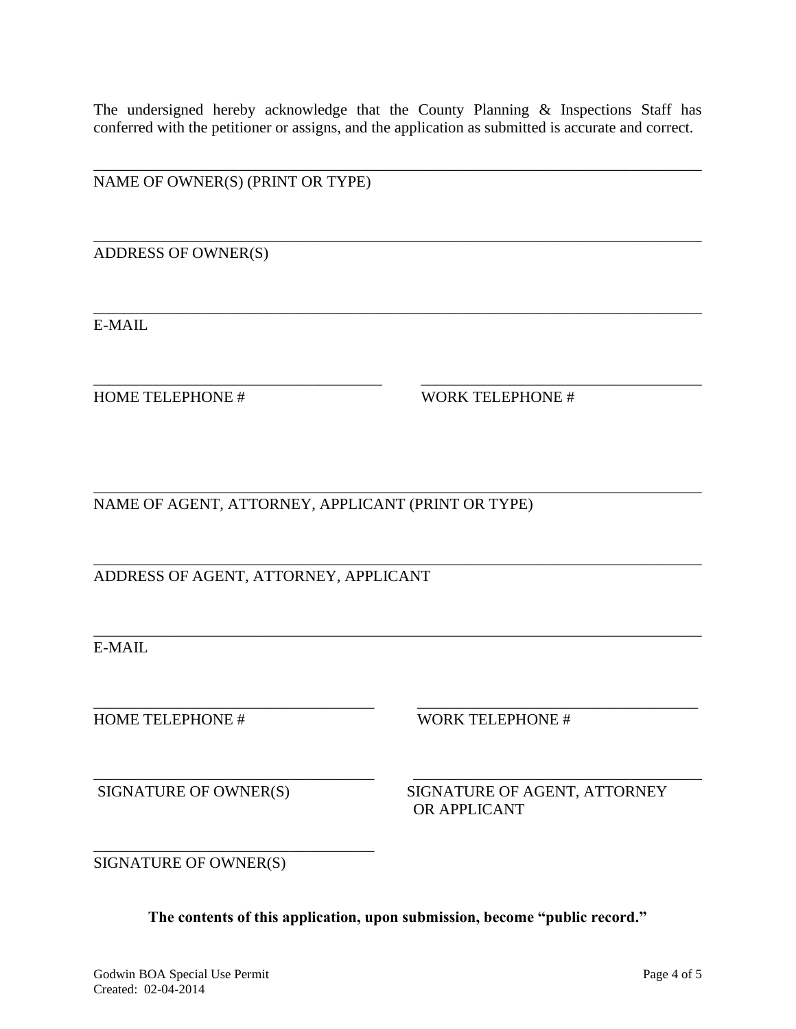The undersigned hereby acknowledge that the County Planning & Inspections Staff has conferred with the petitioner or assigns, and the application as submitted is accurate and correct.

\_\_\_\_\_\_\_\_\_\_\_\_\_\_\_\_\_\_\_\_\_\_\_\_\_\_\_\_\_\_\_\_\_\_\_\_\_\_\_\_\_\_\_\_\_\_\_\_\_\_\_\_\_\_\_\_\_\_\_\_\_\_\_\_\_\_\_\_\_\_

NAME OF OWNER(S) (PRINT OR TYPE)

\_\_\_\_\_\_\_\_\_\_\_\_\_\_\_\_\_\_\_\_\_\_\_\_\_\_\_\_\_\_\_\_\_\_\_\_\_\_\_\_\_\_\_\_\_\_\_\_\_\_\_\_\_\_\_\_\_\_\_\_\_\_\_\_\_\_\_\_\_\_

ADDRESS OF OWNER(S)

\_\_\_\_\_\_\_\_\_\_\_\_\_\_\_\_\_\_\_\_\_\_\_\_\_\_\_\_\_\_\_\_\_\_\_\_\_\_\_\_\_\_\_\_\_\_\_\_\_\_\_\_\_\_\_\_\_\_\_\_\_\_\_\_\_\_\_\_\_\_

E-MAIL

\_\_\_\_\_\_\_\_\_\_\_\_\_\_\_\_\_\_\_\_\_\_\_\_\_\_\_\_\_\_\_\_\_\_ \_\_\_\_\_\_\_\_\_\_\_\_\_\_\_\_\_\_\_\_\_\_\_\_\_\_\_\_\_\_\_\_\_\_

HOME TELEPHONE # WORK TELEPHONE #

\_\_\_\_\_\_\_\_\_\_\_\_\_\_\_\_\_\_\_\_\_\_\_\_\_\_\_\_\_\_\_\_\_\_\_\_\_\_\_\_\_\_\_\_\_\_\_\_\_\_\_\_\_\_\_\_\_\_\_\_\_\_\_\_\_\_\_\_\_\_

NAME OF AGENT, ATTORNEY, APPLICANT (PRINT OR TYPE)

\_\_\_\_\_\_\_\_\_\_\_\_\_\_\_\_\_\_\_\_\_\_\_\_\_\_\_\_\_\_\_\_\_\_\_\_\_\_\_\_\_\_\_\_\_\_\_\_\_\_\_\_\_\_\_\_\_\_\_\_\_\_\_\_\_\_\_\_\_\_

ADDRESS OF AGENT, ATTORNEY, APPLICANT

\_\_\_\_\_\_\_\_\_\_\_\_\_\_\_\_\_\_\_\_\_\_\_\_\_\_\_\_\_\_\_\_\_\_\_\_\_\_\_\_\_\_\_\_\_\_\_\_\_\_\_\_\_\_\_\_\_\_\_\_\_\_\_\_\_\_\_\_\_\_

E-MAIL

\_\_\_\_\_\_\_\_\_\_\_\_\_\_\_\_\_\_\_\_\_\_\_\_\_\_\_\_\_\_\_\_\_\_ \_\_\_\_\_\_\_\_\_\_\_\_\_\_\_\_\_\_\_\_\_\_\_\_\_\_\_\_\_\_\_\_\_\_

HOME TELEPHONE # WORK TELEPHONE #

\_\_\_\_\_\_\_\_\_\_\_\_\_\_\_\_\_\_\_\_\_\_\_\_\_\_\_\_\_\_\_\_\_\_ \_\_\_\_\_\_\_\_\_\_\_\_\_\_\_\_\_\_\_\_\_\_\_\_\_\_\_\_\_\_\_\_\_\_

SIGNATURE OF OWNER(S) SIGNATURE OF AGENT, ATTORNEY OR APPLICANT

\_\_\_\_\_\_\_\_\_\_\_\_\_\_\_\_\_\_\_\_\_\_\_\_\_\_\_\_\_\_\_\_\_\_

SIGNATURE OF OWNER(S)

**The contents of this application, upon submission, become "public record."**

Godwin BOA Special Use Permit
Created: 02-04-2014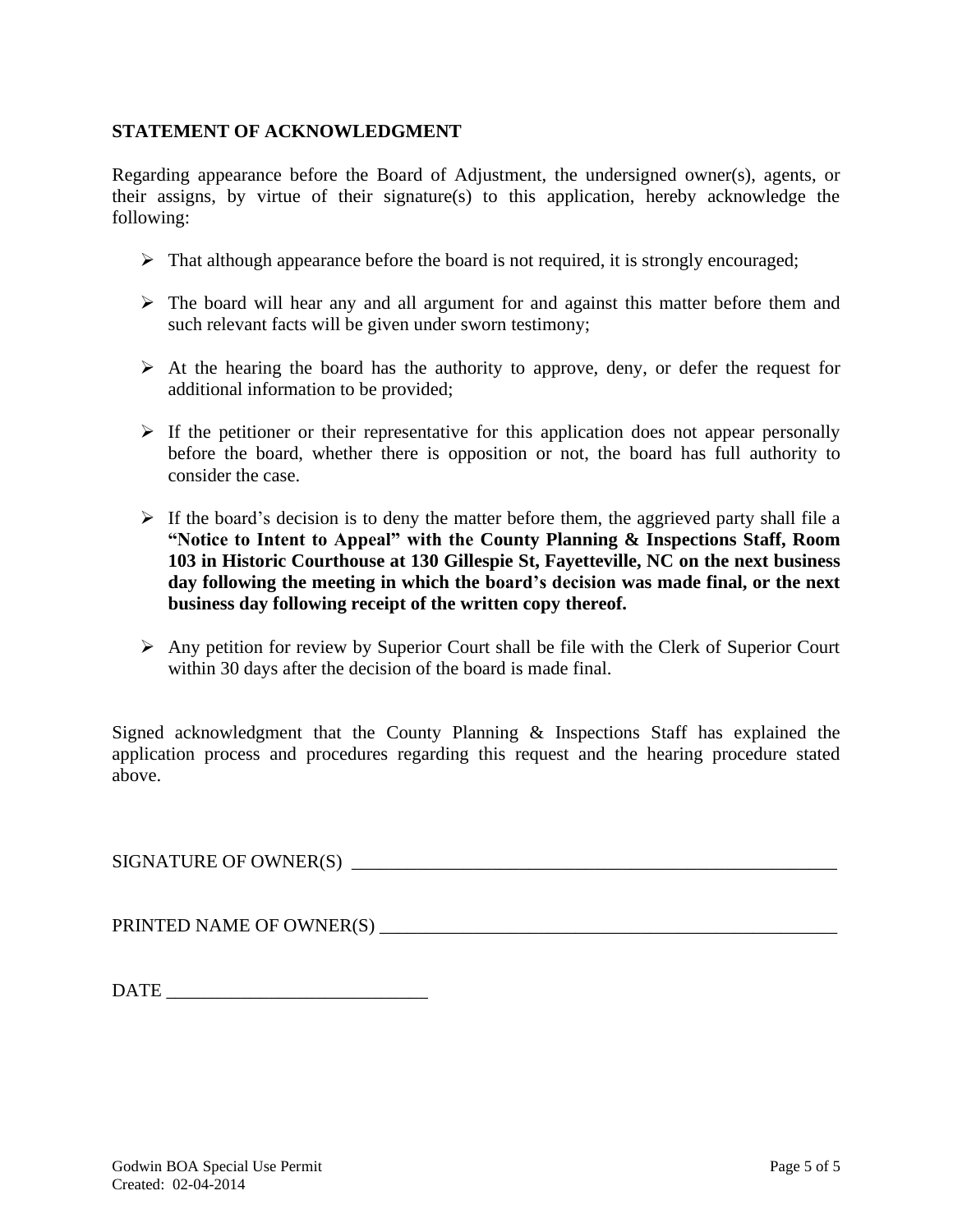**STATEMENT OF ACKNOWLEDGMENT**

Regarding appearance before the Board of Adjustment, the undersigned owner(s), agents, or their assigns, by virtue of their signature(s) to this application, hereby acknowledge the following:

- That although appearance before the board is not required, it is strongly encouraged;
- The board will hear any and all argument for and against this matter before them and such relevant facts will be given under sworn testimony;
- At the hearing the board has the authority to approve, deny, or defer the request for additional information to be provided;
- If the petitioner or their representative for this application does not appear personally before the board, whether there is opposition or not, the board has full authority to consider the case.
- If the board's decision is to deny the matter before them, the aggrieved party shall file a **"Notice to Intent to Appeal" with the County Planning & Inspections Staff, Room 103 in Historic Courthouse at 130 Gillespie St, Fayetteville, NC on the next business day following the meeting in which the board's decision was made final, or the next business day following receipt of the written copy thereof.**
- Any petition for review by Superior Court shall be file with the Clerk of Superior Court within 30 days after the decision of the board is made final.

Signed acknowledgment that the County Planning & Inspections Staff has explained the application process and procedures regarding this request and the hearing procedure stated above.

SIGNATURE OF OWNER(S) _______________________________________________________

PRINTED NAME OF OWNER(S) ___________________________________________________

DATE ____________________________

Godwin BOA Special Use Permit
Created: 02-04-2014